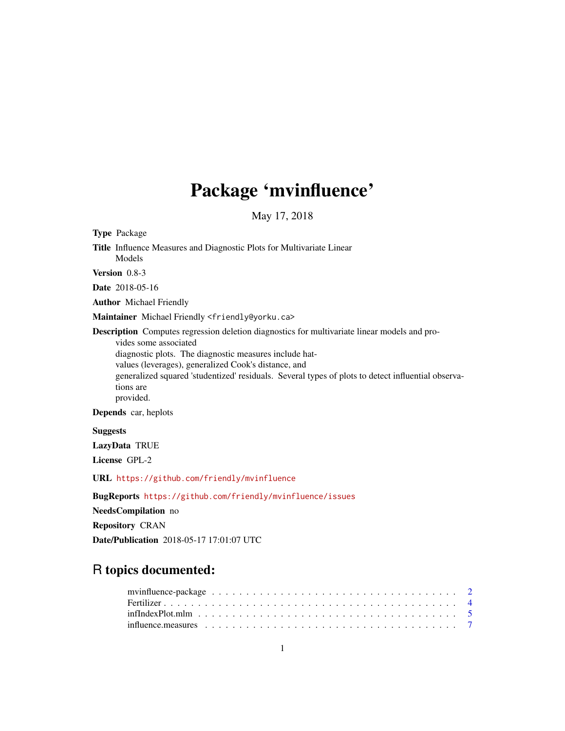# Package 'mvinfluence'

May 17, 2018

**Type** Package

**Title** Influence Measures and Diagnostic Plots for Multivariate Linear Models

**Version** 0.8-3

**Date** 2018-05-16

**Author** Michael Friendly

**Maintainer** Michael Friendly <friendly@yorku.ca>

**Description** Computes regression deletion diagnostics for multivariate linear models and provides some associated diagnostic plots. The diagnostic measures include hat-values (leverages), generalized Cook's distance, and generalized squared 'studentized' residuals. Several types of plots to detect influential observations are provided.

**Depends** car, heplots

**Suggests**

**LazyData** TRUE

**License** GPL-2

**URL** https://github.com/friendly/mvinfluence

**BugReports** https://github.com/friendly/mvinfluence/issues

**NeedsCompilation** no

**Repository** CRAN

**Date/Publication** 2018-05-17 17:01:07 UTC

## R topics documented:

| | |
|---|---|
| mvinfluence-package | 2 |
| Fertilizer | 4 |
| infIndexPlot.mlm | 5 |
| influence.measures | 7 |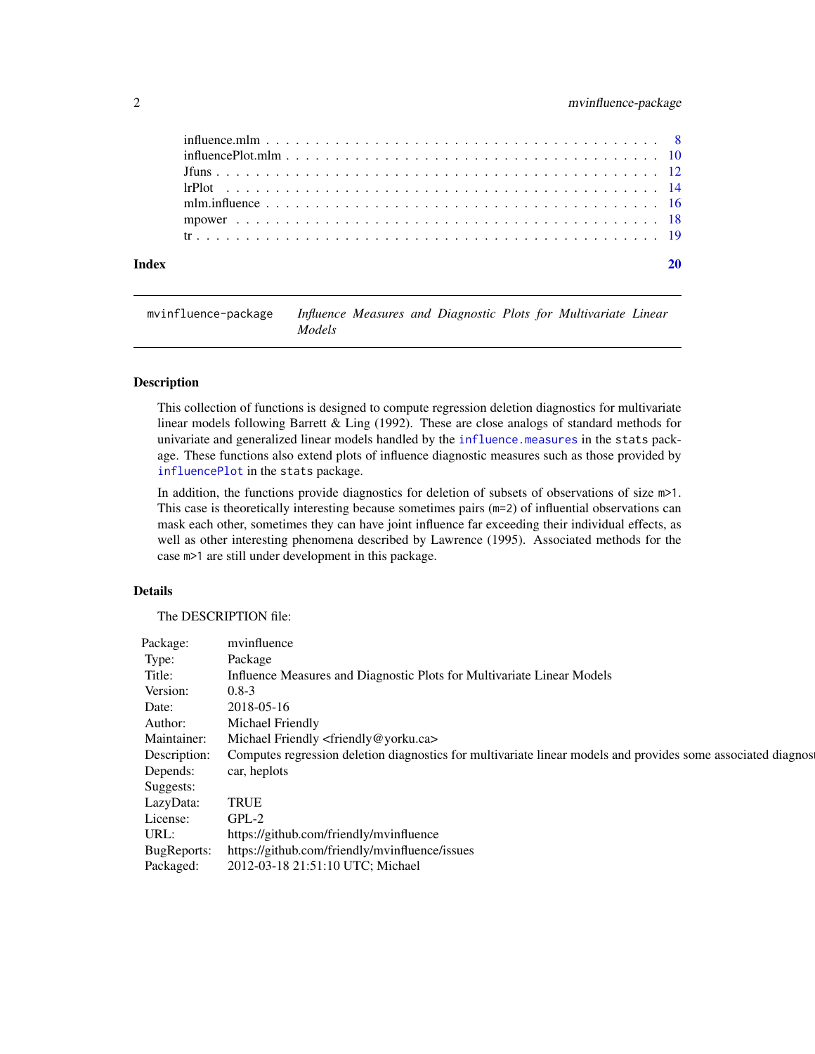influence.mlm . . . . . . . . . . . . . . . . . . . . . . . . . . . . . . . . . . . . . . . . 8
influencePlot.mlm . . . . . . . . . . . . . . . . . . . . . . . . . . . . . . . . . . . . . . 10
Jfuns . . . . . . . . . . . . . . . . . . . . . . . . . . . . . . . . . . . . . . . . . . . . 12
lrPlot . . . . . . . . . . . . . . . . . . . . . . . . . . . . . . . . . . . . . . . . . . . 14
mlm.influence . . . . . . . . . . . . . . . . . . . . . . . . . . . . . . . . . . . . . . . 16
mpower . . . . . . . . . . . . . . . . . . . . . . . . . . . . . . . . . . . . . . . . . . 18
tr . . . . . . . . . . . . . . . . . . . . . . . . . . . . . . . . . . . . . . . . . . . . . 19

**Index** **20**

---

`mvinfluence-package` *Influence Measures and Diagnostic Plots for Multivariate Linear Models*

---

### Description

This collection of functions is designed to compute regression deletion diagnostics for multivariate linear models following Barrett & Ling (1992). These are close analogs of standard methods for univariate and generalized linear models handled by the `influence.measures` in the `stats` package. These functions also extend plots of influence diagnostic measures such as those provided by `influencePlot` in the `stats` package.

In addition, the functions provide diagnostics for deletion of subsets of observations of size `m>1`. This case is theoretically interesting because sometimes pairs (`m=2`) of influential observations can mask each other, sometimes they can have joint influence far exceeding their individual effects, as well as other interesting phenomena described by Lawrence (1995). Associated methods for the case `m>1` are still under development in this package.

### Details

The DESCRIPTION file:

| | |
|---|---|
| Package: | mvinfluence |
| Type: | Package |
| Title: | Influence Measures and Diagnostic Plots for Multivariate Linear Models |
| Version: | 0.8-3 |
| Date: | 2018-05-16 |
| Author: | Michael Friendly |
| Maintainer: | Michael Friendly <friendly@yorku.ca> |
| Description: | Computes regression deletion diagnostics for multivariate linear models and provides some associated diagnos |
| Depends: | car, heplots |
| Suggests: | |
| LazyData: | TRUE |
| License: | GPL-2 |
| URL: | https://github.com/friendly/mvinfluence |
| BugReports: | https://github.com/friendly/mvinfluence/issues |
| Packaged: | 2012-03-18 21:51:10 UTC; Michael |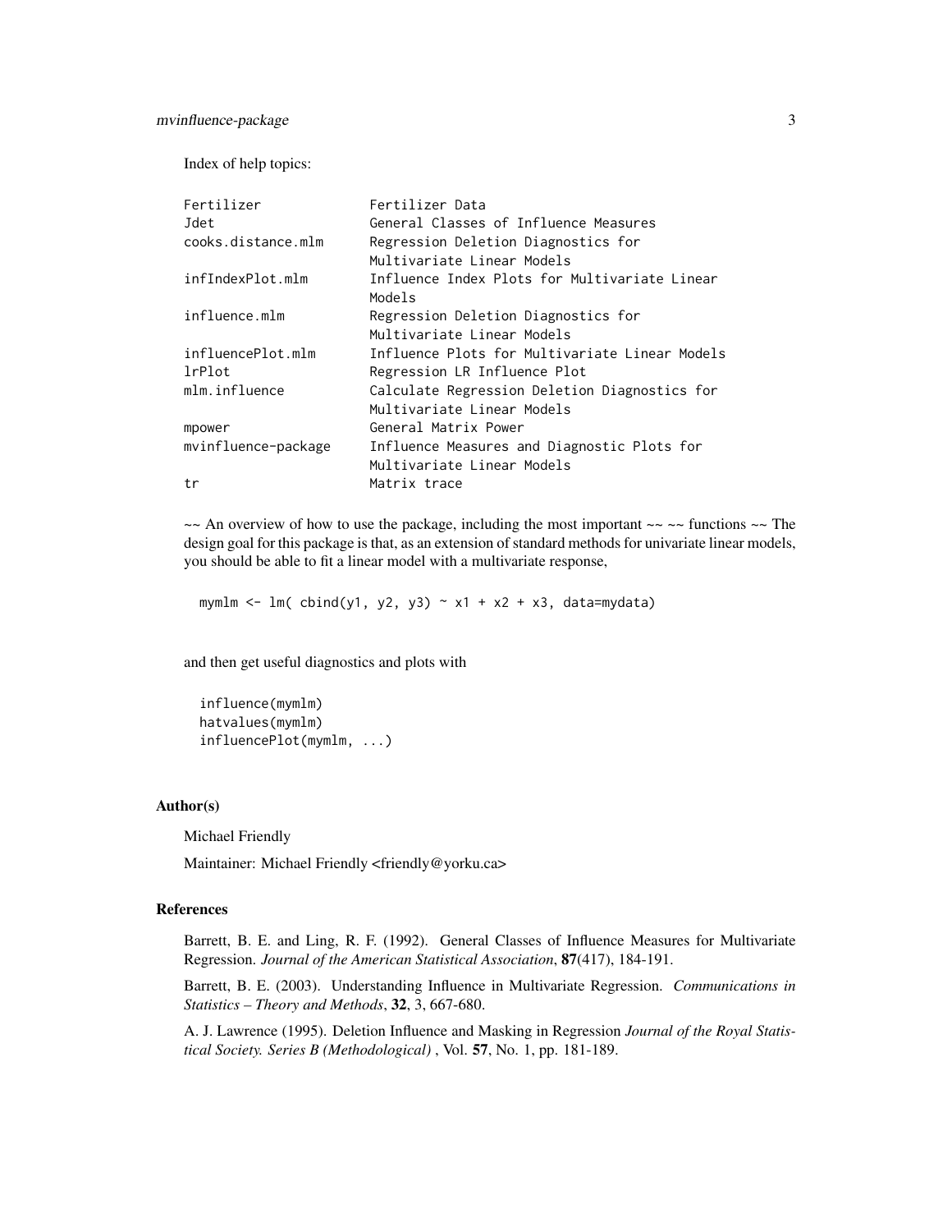Index of help topics:

```
Fertilizer              Fertilizer Data
Jdet                    General Classes of Influence Measures
cooks.distance.mlm      Regression Deletion Diagnostics for
                        Multivariate Linear Models
infIndexPlot.mlm        Influence Index Plots for Multivariate Linear
                        Models
influence.mlm           Regression Deletion Diagnostics for
                        Multivariate Linear Models
influencePlot.mlm       Influence Plots for Multivariate Linear Models
lrPlot                  Regression LR Influence Plot
mlm.influence           Calculate Regression Deletion Diagnostics for
                        Multivariate Linear Models
mpower                  General Matrix Power
mvinfluence-package     Influence Measures and Diagnostic Plots for
                        Multivariate Linear Models
tr                      Matrix trace
```

~~ An overview of how to use the package, including the most important ~~ ~~ functions ~~ The design goal for this package is that, as an extension of standard methods for univariate linear models, you should be able to fit a linear model with a multivariate response,

```
mymlm <- lm( cbind(y1, y2, y3) ~ x1 + x2 + x3, data=mydata)
```

and then get useful diagnostics and plots with

```
influence(mymlm)
hatvalues(mymlm)
influencePlot(mymlm, ...)
```

### Author(s)

Michael Friendly

Maintainer: Michael Friendly <friendly@yorku.ca>

### References

Barrett, B. E. and Ling, R. F. (1992). General Classes of Influence Measures for Multivariate Regression. *Journal of the American Statistical Association*, **87**(417), 184-191.

Barrett, B. E. (2003). Understanding Influence in Multivariate Regression. *Communications in Statistics – Theory and Methods*, **32**, 3, 667-680.

A. J. Lawrence (1995). Deletion Influence and Masking in Regression *Journal of the Royal Statistical Society. Series B (Methodological)* , Vol. **57**, No. 1, pp. 181-189.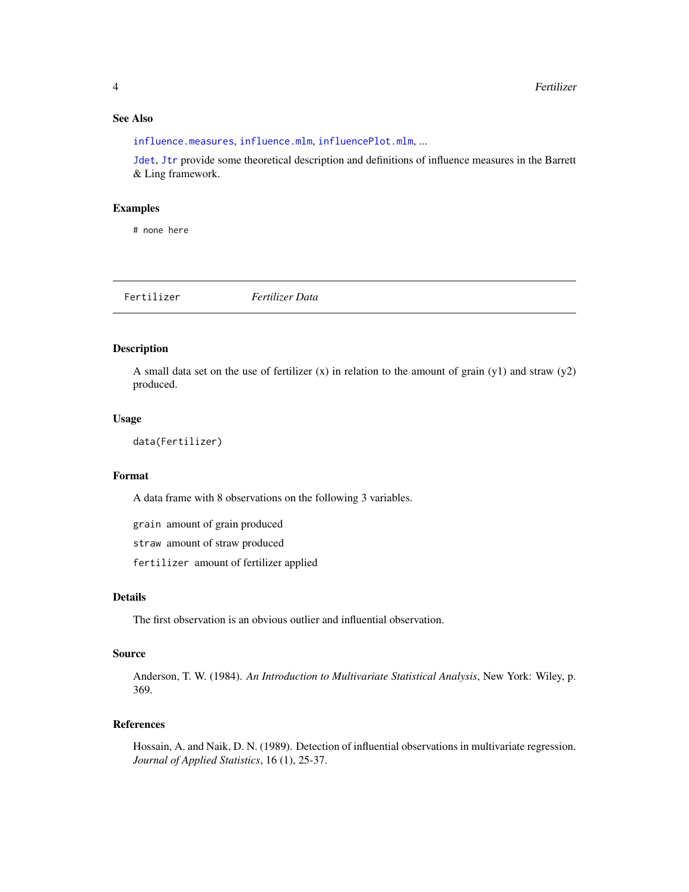### See Also

`influence.measures`, `influence.mlm`, `influencePlot.mlm`, ...

`Jdet`, `Jtr` provide some theoretical description and definitions of influence measures in the Barrett & Ling framework.

### Examples

```
# none here
```

---

## Fertilizer *Fertilizer Data*

---

### Description

A small data set on the use of fertilizer (x) in relation to the amount of grain (y1) and straw (y2) produced.

### Usage

```
data(Fertilizer)
```

### Format

A data frame with 8 observations on the following 3 variables.

`grain` amount of grain produced

`straw` amount of straw produced

`fertilizer` amount of fertilizer applied

### Details

The first observation is an obvious outlier and influential observation.

### Source

Anderson, T. W. (1984). *An Introduction to Multivariate Statistical Analysis*, New York: Wiley, p. 369.

### References

Hossain, A. and Naik, D. N. (1989). Detection of influential observations in multivariate regression. *Journal of Applied Statistics*, 16 (1), 25-37.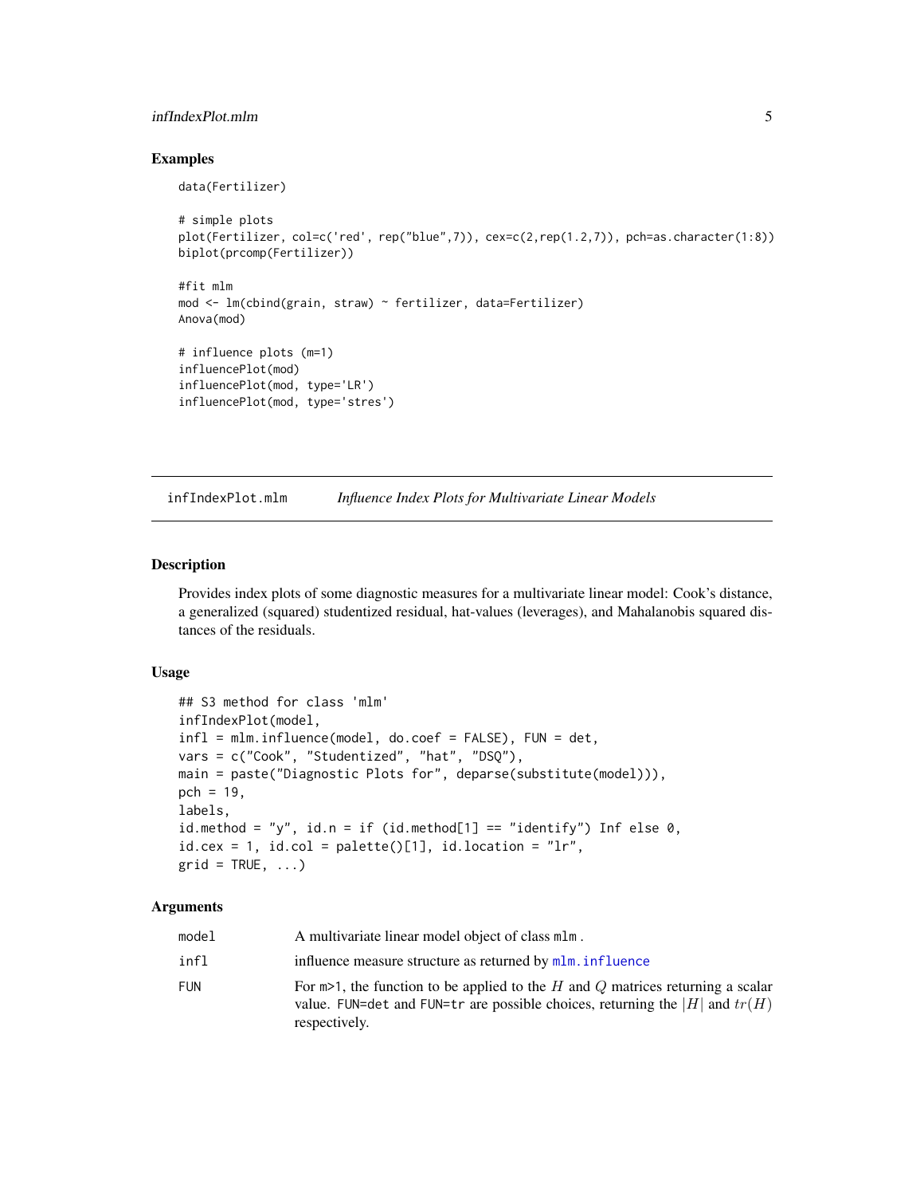## Examples

```
data(Fertilizer)

# simple plots
plot(Fertilizer, col=c('red', rep("blue",7)), cex=c(2,rep(1.2,7)), pch=as.character(1:8))
biplot(prcomp(Fertilizer))

#fit mlm
mod <- lm(cbind(grain, straw) ~ fertilizer, data=Fertilizer)
Anova(mod)

# influence plots (m=1)
influencePlot(mod)
influencePlot(mod, type='LR')
influencePlot(mod, type='stres')
```

---

# infIndexPlot.mlm *Influence Index Plots for Multivariate Linear Models*

## Description

Provides index plots of some diagnostic measures for a multivariate linear model: Cook's distance, a generalized (squared) studentized residual, hat-values (leverages), and Mahalanobis squared distances of the residuals.

## Usage

```
## S3 method for class 'mlm'
infIndexPlot(model,
infl = mlm.influence(model, do.coef = FALSE), FUN = det,
vars = c("Cook", "Studentized", "hat", "DSQ"),
main = paste("Diagnostic Plots for", deparse(substitute(model))),
pch = 19,
labels,
id.method = "y", id.n = if (id.method[1] == "identify") Inf else 0,
id.cex = 1, id.col = palette()[1], id.location = "lr",
grid = TRUE, ...)
```

## Arguments

| | |
|---|---|
| `model` | A multivariate linear model object of class `mlm`. |
| `infl` | influence measure structure as returned by `mlm.influence` |
| `FUN` | For `m>1`, the function to be applied to the $H$ and $Q$ matrices returning a scalar value. `FUN=det` and `FUN=tr` are possible choices, returning the $\|H\|$ and $tr(H)$ respectively. |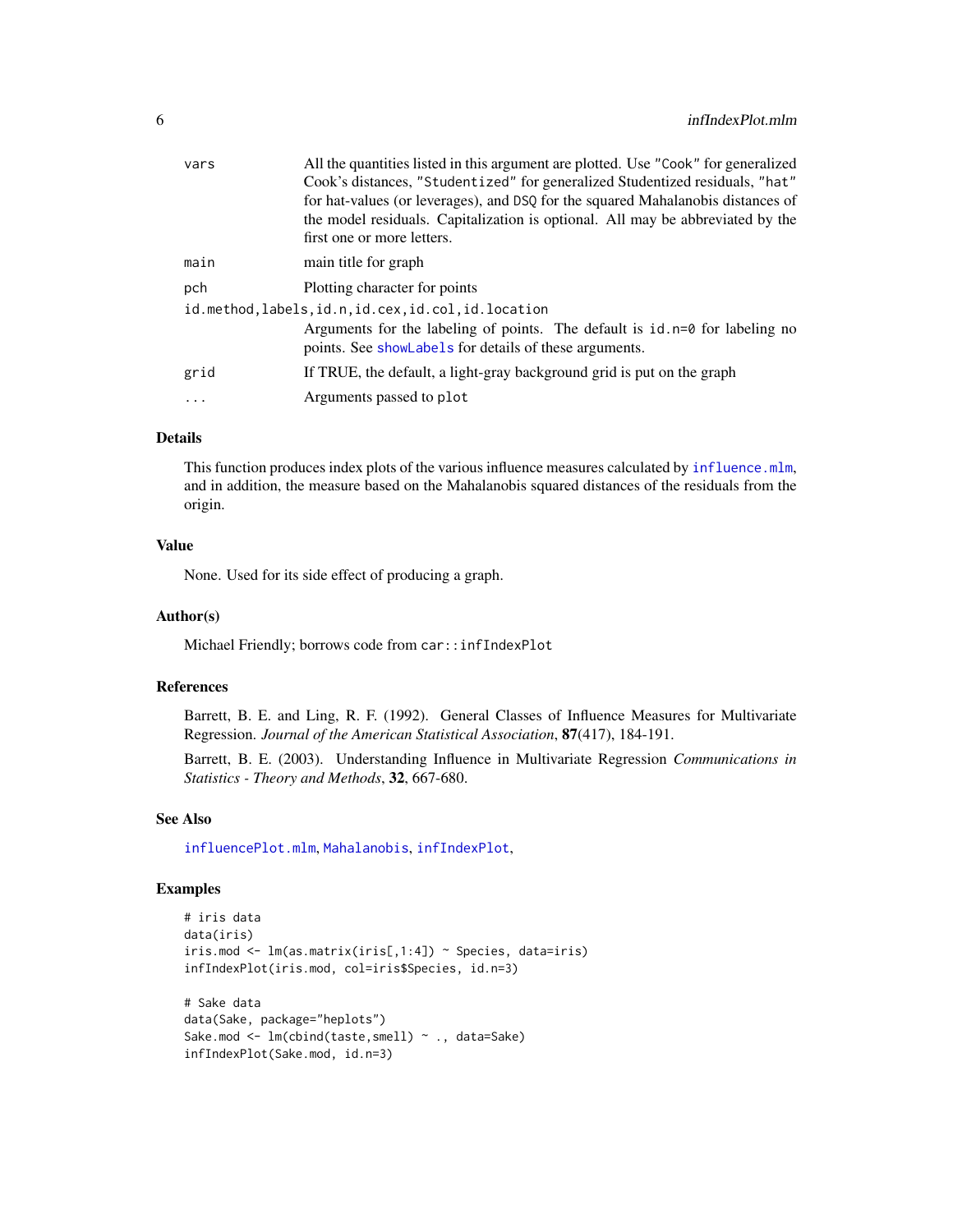| | |
|---|---|
| vars | All the quantities listed in this argument are plotted. Use "Cook" for generalized Cook's distances, "Studentized" for generalized Studentized residuals, "hat" for hat-values (or leverages), and DSQ for the squared Mahalanobis distances of the model residuals. Capitalization is optional. All may be abbreviated by the first one or more letters. |
| main | main title for graph |
| pch | Plotting character for points |
| id.method,labels,id.n,id.cex,id.col,id.location | Arguments for the labeling of points. The default is id.n=0 for labeling no points. See showLabels for details of these arguments. |
| grid | If TRUE, the default, a light-gray background grid is put on the graph |
| ... | Arguments passed to plot |

## Details

This function produces index plots of the various influence measures calculated by influence.mlm, and in addition, the measure based on the Mahalanobis squared distances of the residuals from the origin.

## Value

None. Used for its side effect of producing a graph.

## Author(s)

Michael Friendly; borrows code from car::infIndexPlot

## References

Barrett, B. E. and Ling, R. F. (1992). General Classes of Influence Measures for Multivariate Regression. *Journal of the American Statistical Association*, **87**(417), 184-191.

Barrett, B. E. (2003). Understanding Influence in Multivariate Regression *Communications in Statistics - Theory and Methods*, **32**, 667-680.

## See Also

influencePlot.mlm, Mahalanobis, infIndexPlot,

## Examples

```
# iris data
data(iris)
iris.mod <- lm(as.matrix(iris[,1:4]) ~ Species, data=iris)
infIndexPlot(iris.mod, col=iris$Species, id.n=3)

# Sake data
data(Sake, package="heplots")
Sake.mod <- lm(cbind(taste,smell) ~ ., data=Sake)
infIndexPlot(Sake.mod, id.n=3)
```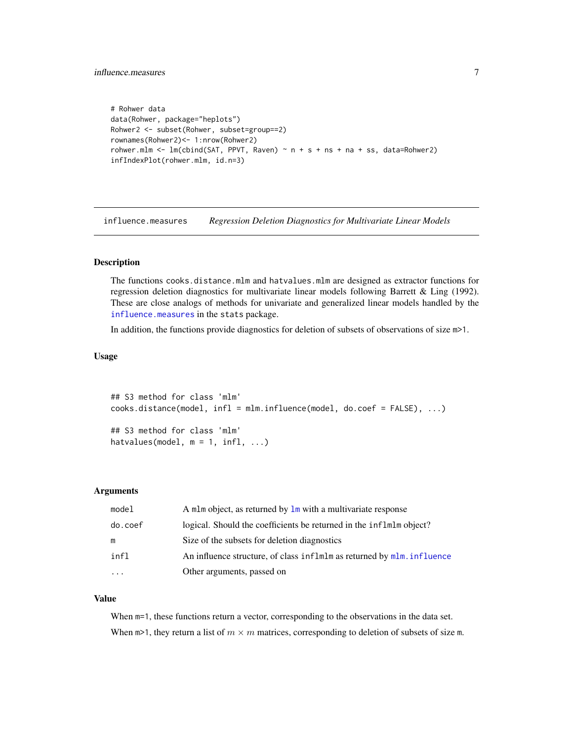```
# Rohwer data
data(Rohwer, package="heplots")
Rohwer2 <- subset(Rohwer, subset=group==2)
rownames(Rohwer2)<- 1:nrow(Rohwer2)
rohwer.mlm <- lm(cbind(SAT, PPVT, Raven) ~ n + s + ns + na + ss, data=Rohwer2)
infIndexPlot(rohwer.mlm, id.n=3)
```

---

## influence.measures — *Regression Deletion Diagnostics for Multivariate Linear Models*

---

### Description

The functions `cooks.distance.mlm` and `hatvalues.mlm` are designed as extractor functions for regression deletion diagnostics for multivariate linear models following Barrett & Ling (1992). These are close analogs of methods for univariate and generalized linear models handled by the `influence.measures` in the `stats` package.

In addition, the functions provide diagnostics for deletion of subsets of observations of size `m>1`.

### Usage

```
## S3 method for class 'mlm'
cooks.distance(model, infl = mlm.influence(model, do.coef = FALSE), ...)

## S3 method for class 'mlm'
hatvalues(model, m = 1, infl, ...)
```

### Arguments

| | |
|---|---|
| `model` | A `mlm` object, as returned by `lm` with a multivariate response |
| `do.coef` | logical. Should the coefficients be returned in the `inflmlm` object? |
| `m` | Size of the subsets for deletion diagnostics |
| `infl` | An influence structure, of class `inflmlm` as returned by `mlm.influence` |
| `...` | Other arguments, passed on |

### Value

When `m=1`, these functions return a vector, corresponding to the observations in the data set.

When `m>1`, they return a list of $m \times m$ matrices, corresponding to deletion of subsets of size `m`.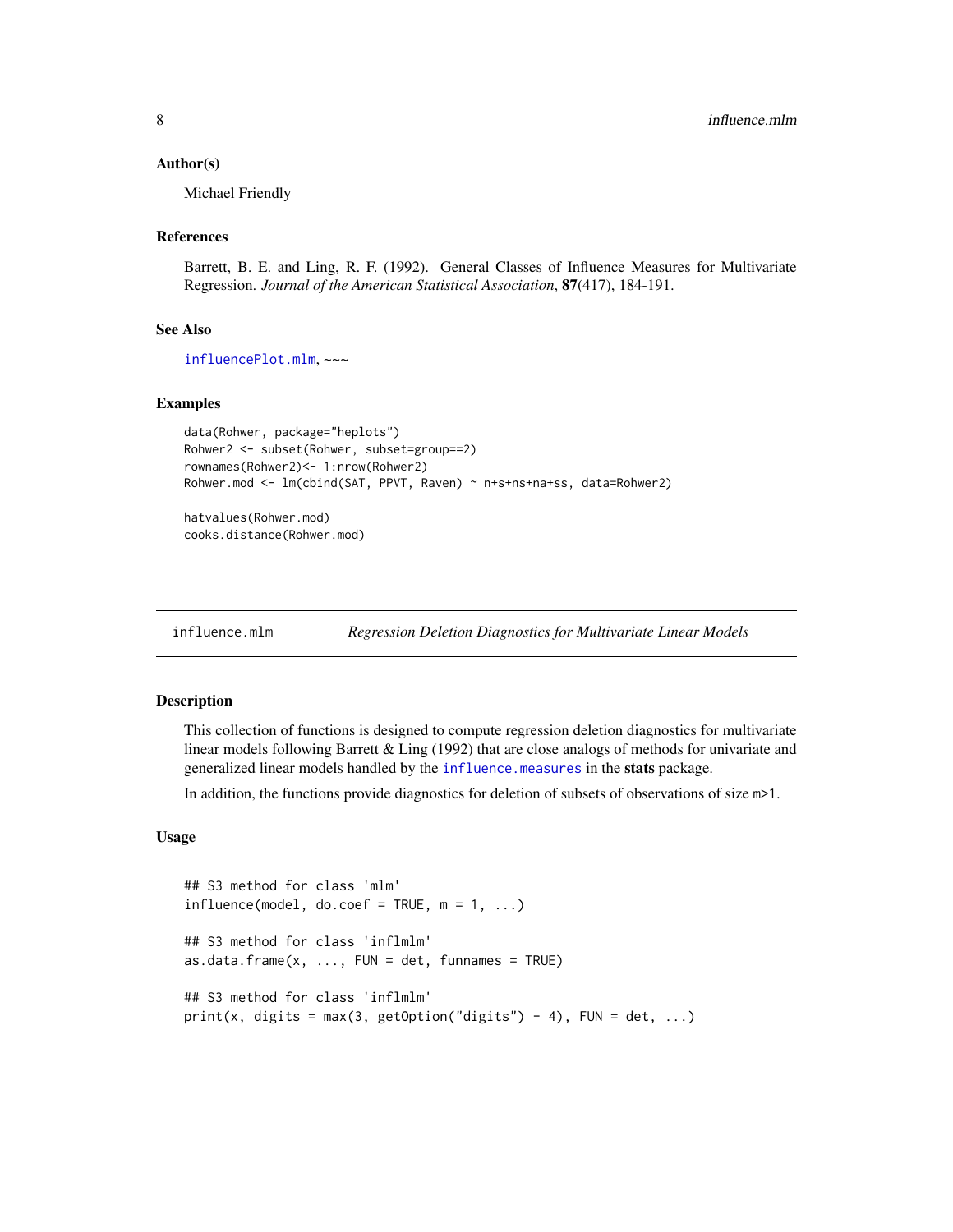### Author(s)

Michael Friendly

### References

Barrett, B. E. and Ling, R. F. (1992). General Classes of Influence Measures for Multivariate Regression. *Journal of the American Statistical Association*, **87**(417), 184-191.

### See Also

influencePlot.mlm, ~~~

### Examples

```
data(Rohwer, package="heplots")
Rohwer2 <- subset(Rohwer, subset=group==2)
rownames(Rohwer2)<- 1:nrow(Rohwer2)
Rohwer.mod <- lm(cbind(SAT, PPVT, Raven) ~ n+s+ns+na+ss, data=Rohwer2)

hatvalues(Rohwer.mod)
cooks.distance(Rohwer.mod)
```

---

## influence.mlm *Regression Deletion Diagnostics for Multivariate Linear Models*

### Description

This collection of functions is designed to compute regression deletion diagnostics for multivariate linear models following Barrett & Ling (1992) that are close analogs of methods for univariate and generalized linear models handled by the influence.measures in the **stats** package.

In addition, the functions provide diagnostics for deletion of subsets of observations of size m>1.

### Usage

```
## S3 method for class 'mlm'
influence(model, do.coef = TRUE, m = 1, ...)

## S3 method for class 'inflmlm'
as.data.frame(x, ..., FUN = det, funnames = TRUE)

## S3 method for class 'inflmlm'
print(x, digits = max(3, getOption("digits") - 4), FUN = det, ...)
```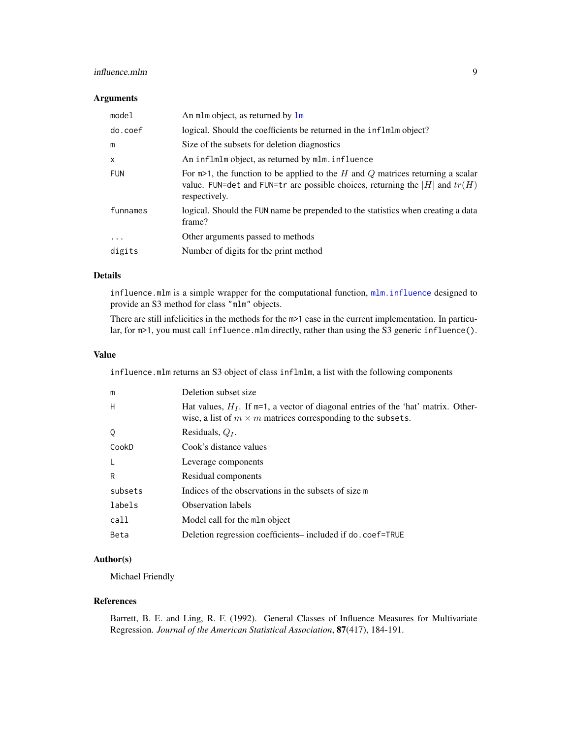## Arguments

| | |
|---|---|
| `model` | An `mlm` object, as returned by `lm` |
| `do.coef` | logical. Should the coefficients be returned in the `inflmlm` object? |
| `m` | Size of the subsets for deletion diagnostics |
| `x` | An `inflmlm` object, as returned by `mlm.influence` |
| `FUN` | For `m>1`, the function to be applied to the $H$ and $Q$ matrices returning a scalar value. `FUN=det` and `FUN=tr` are possible choices, returning the $\|H\|$ and $tr(H)$ respectively. |
| `funnames` | logical. Should the `FUN` name be prepended to the statistics when creating a data frame? |
| `...` | Other arguments passed to methods |
| `digits` | Number of digits for the print method |

## Details

`influence.mlm` is a simple wrapper for the computational function, `mlm.influence` designed to provide an S3 method for class `"mlm"` objects.

There are still infelicities in the methods for the `m>1` case in the current implementation. In particular, for `m>1`, you must call `influence.mlm` directly, rather than using the S3 generic `influence()`.

## Value

`influence.mlm` returns an S3 object of class `inflmlm`, a list with the following components

| | |
|---|---|
| `m` | Deletion subset size |
| `H` | Hat values, $H_I$. If `m=1`, a vector of diagonal entries of the 'hat' matrix. Otherwise, a list of $m \times m$ matrices corresponding to the `subsets`. |
| `Q` | Residuals, $Q_I$. |
| `CookD` | Cook's distance values |
| `L` | Leverage components |
| `R` | Residual components |
| `subsets` | Indices of the observations in the subsets of size `m` |
| `labels` | Observation labels |
| `call` | Model call for the `mlm` object |
| `Beta` | Deletion regression coefficients– included if `do.coef=TRUE` |

## Author(s)

Michael Friendly

## References

Barrett, B. E. and Ling, R. F. (1992). General Classes of Influence Measures for Multivariate Regression. *Journal of the American Statistical Association*, **87**(417), 184-191.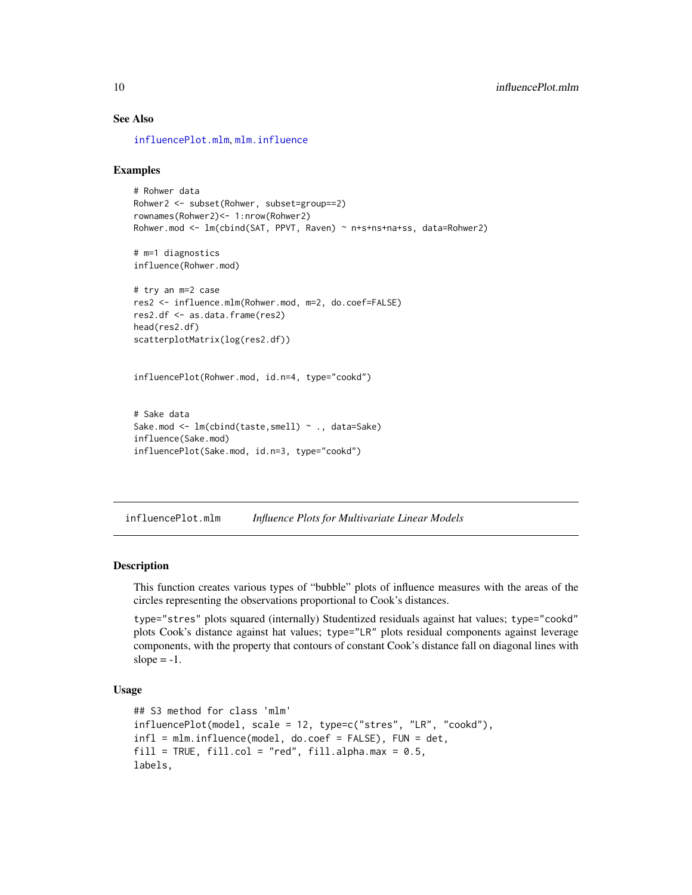### See Also

influencePlot.mlm, mlm.influence

### Examples

```
# Rohwer data
Rohwer2 <- subset(Rohwer, subset=group==2)
rownames(Rohwer2)<- 1:nrow(Rohwer2)
Rohwer.mod <- lm(cbind(SAT, PPVT, Raven) ~ n+s+ns+na+ss, data=Rohwer2)

# m=1 diagnostics
influence(Rohwer.mod)

# try an m=2 case
res2 <- influence.mlm(Rohwer.mod, m=2, do.coef=FALSE)
res2.df <- as.data.frame(res2)
head(res2.df)
scatterplotMatrix(log(res2.df))


influencePlot(Rohwer.mod, id.n=4, type="cookd")


# Sake data
Sake.mod <- lm(cbind(taste,smell) ~ ., data=Sake)
influence(Sake.mod)
influencePlot(Sake.mod, id.n=3, type="cookd")
```

---

## influencePlot.mlm *Influence Plots for Multivariate Linear Models*

### Description

This function creates various types of "bubble" plots of influence measures with the areas of the circles representing the observations proportional to Cook's distances.

type="stres" plots squared (internally) Studentized residuals against hat values; type="cookd" plots Cook's distance against hat values; type="LR" plots residual components against leverage components, with the property that contours of constant Cook's distance fall on diagonal lines with slope = -1.

### Usage

```
## S3 method for class 'mlm'
influencePlot(model, scale = 12, type=c("stres", "LR", "cookd"),
infl = mlm.influence(model, do.coef = FALSE), FUN = det,
fill = TRUE, fill.col = "red", fill.alpha.max = 0.5,
labels,
```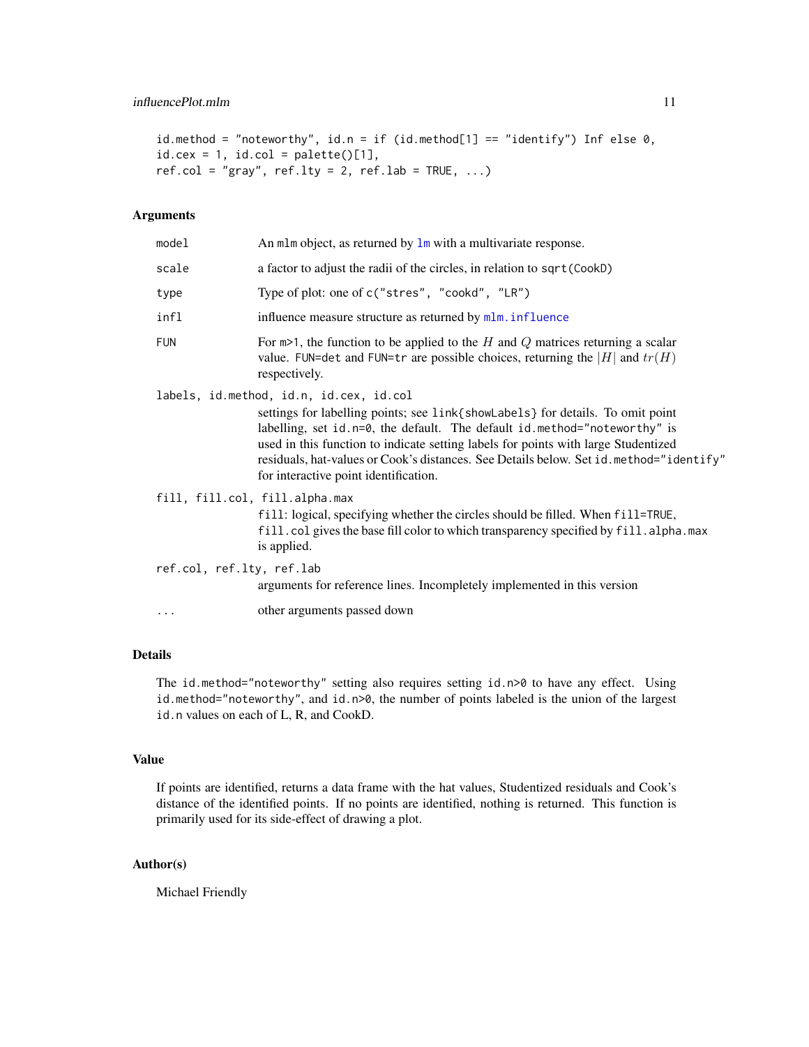```
id.method = "noteworthy", id.n = if (id.method[1] == "identify") Inf else 0,
id.cex = 1, id.col = palette()[1],
ref.col = "gray", ref.lty = 2, ref.lab = TRUE, ...)
```

## Arguments

- `model` — An `mlm` object, as returned by `lm` with a multivariate response.
- `scale` — a factor to adjust the radii of the circles, in relation to `sqrt(CookD)`
- `type` — Type of plot: one of `c("stres", "cookd", "LR")`
- `infl` — influence measure structure as returned by `mlm.influence`
- `FUN` — For `m>1`, the function to be applied to the $H$ and $Q$ matrices returning a scalar value. `FUN=det` and `FUN=tr` are possible choices, returning the $|H|$ and $tr(H)$ respectively.
- `labels, id.method, id.n, id.cex, id.col` — settings for labelling points; see `link{showLabels}` for details. To omit point labelling, set `id.n=0`, the default. The default `id.method="noteworthy"` is used in this function to indicate setting labels for points with large Studentized residuals, hat-values or Cook's distances. See Details below. Set `id.method="identify"` for interactive point identification.
- `fill, fill.col, fill.alpha.max` — `fill`: logical, specifying whether the circles should be filled. When `fill=TRUE`, `fill.col` gives the base fill color to which transparency specified by `fill.alpha.max` is applied.
- `ref.col, ref.lty, ref.lab` — arguments for reference lines. Incompletely implemented in this version
- `...` — other arguments passed down

## Details

The `id.method="noteworthy"` setting also requires setting `id.n>0` to have any effect. Using `id.method="noteworthy"`, and `id.n>0`, the number of points labeled is the union of the largest `id.n` values on each of L, R, and CookD.

## Value

If points are identified, returns a data frame with the hat values, Studentized residuals and Cook's distance of the identified points. If no points are identified, nothing is returned. This function is primarily used for its side-effect of drawing a plot.

## Author(s)

Michael Friendly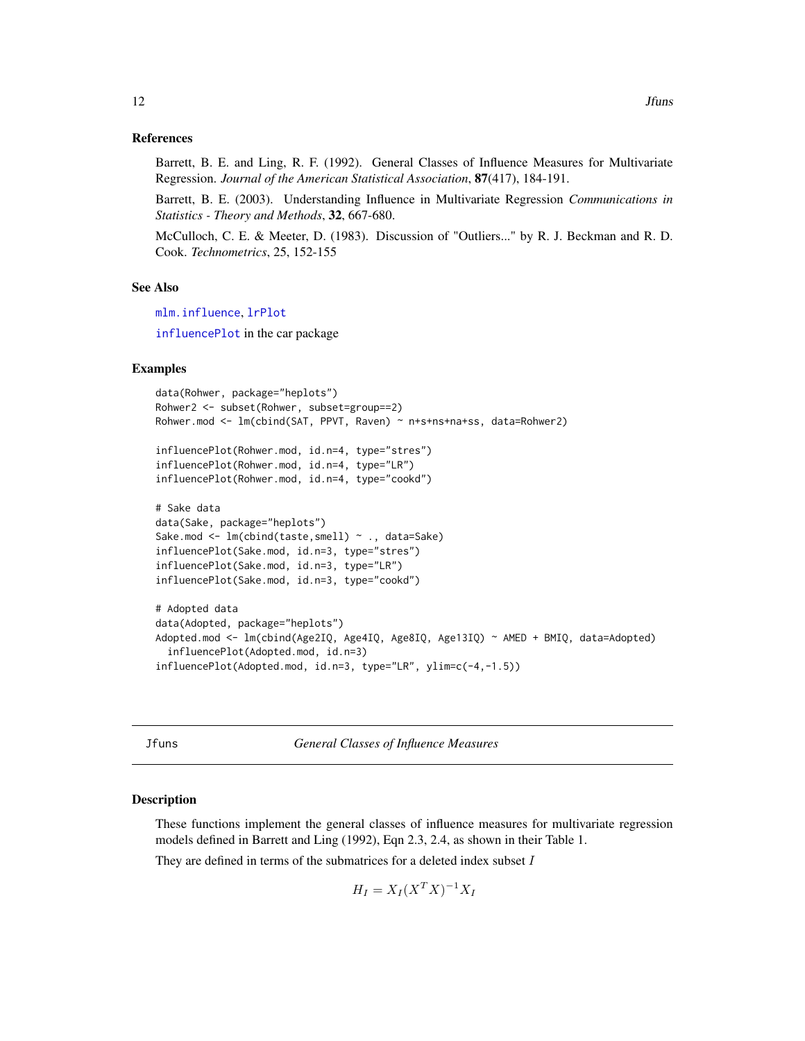### References

Barrett, B. E. and Ling, R. F. (1992). General Classes of Influence Measures for Multivariate Regression. *Journal of the American Statistical Association*, **87**(417), 184-191.

Barrett, B. E. (2003). Understanding Influence in Multivariate Regression *Communications in Statistics - Theory and Methods*, **32**, 667-680.

McCulloch, C. E. & Meeter, D. (1983). Discussion of "Outliers..." by R. J. Beckman and R. D. Cook. *Technometrics*, 25, 152-155

### See Also

mlm.influence, lrPlot

influencePlot in the car package

### Examples

```
data(Rohwer, package="heplots")
Rohwer2 <- subset(Rohwer, subset=group==2)
Rohwer.mod <- lm(cbind(SAT, PPVT, Raven) ~ n+s+ns+na+ss, data=Rohwer2)

influencePlot(Rohwer.mod, id.n=4, type="stres")
influencePlot(Rohwer.mod, id.n=4, type="LR")
influencePlot(Rohwer.mod, id.n=4, type="cookd")

# Sake data
data(Sake, package="heplots")
Sake.mod <- lm(cbind(taste,smell) ~ ., data=Sake)
influencePlot(Sake.mod, id.n=3, type="stres")
influencePlot(Sake.mod, id.n=3, type="LR")
influencePlot(Sake.mod, id.n=3, type="cookd")

# Adopted data
data(Adopted, package="heplots")
Adopted.mod <- lm(cbind(Age2IQ, Age4IQ, Age8IQ, Age13IQ) ~ AMED + BMIQ, data=Adopted)
  influencePlot(Adopted.mod, id.n=3)
influencePlot(Adopted.mod, id.n=3, type="LR", ylim=c(-4,-1.5))
```

---

## Jfuns — *General Classes of Influence Measures*

### Description

These functions implement the general classes of influence measures for multivariate regression models defined in Barrett and Ling (1992), Eqn 2.3, 2.4, as shown in their Table 1.

They are defined in terms of the submatrices for a deleted index subset $I$

$$H_I = X_I(X^T X)^{-1} X_I$$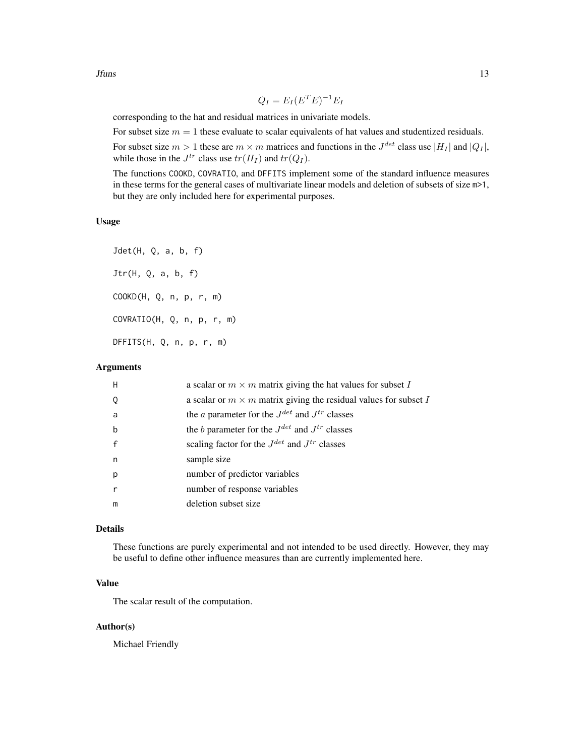$$Q_I = E_I (E^T E)^{-1} E_I$$

corresponding to the hat and residual matrices in univariate models.

For subset size $m = 1$ these evaluate to scalar equivalents of hat values and studentized residuals.

For subset size $m > 1$ these are $m \times m$ matrices and functions in the $J^{det}$ class use $|H_I|$ and $|Q_I|$, while those in the $J^{tr}$ class use $tr(H_I)$ and $tr(Q_I)$.

The functions COOKD, COVRATIO, and DFFITS implement some of the standard influence measures in these terms for the general cases of multivariate linear models and deletion of subsets of size m>1, but they are only included here for experimental purposes.

### Usage

```
Jdet(H, Q, a, b, f)

Jtr(H, Q, a, b, f)

COOKD(H, Q, n, p, r, m)

COVRATIO(H, Q, n, p, r, m)

DFFITS(H, Q, n, p, r, m)
```

### Arguments

| | |
|---|---|
| H | a scalar or $m \times m$ matrix giving the hat values for subset $I$ |
| Q | a scalar or $m \times m$ matrix giving the residual values for subset $I$ |
| a | the $a$ parameter for the $J^{det}$ and $J^{tr}$ classes |
| b | the $b$ parameter for the $J^{det}$ and $J^{tr}$ classes |
| f | scaling factor for the $J^{det}$ and $J^{tr}$ classes |
| n | sample size |
| p | number of predictor variables |
| r | number of response variables |
| m | deletion subset size |

### Details

These functions are purely experimental and not intended to be used directly. However, they may be useful to define other influence measures than are currently implemented here.

### Value

The scalar result of the computation.

### Author(s)

Michael Friendly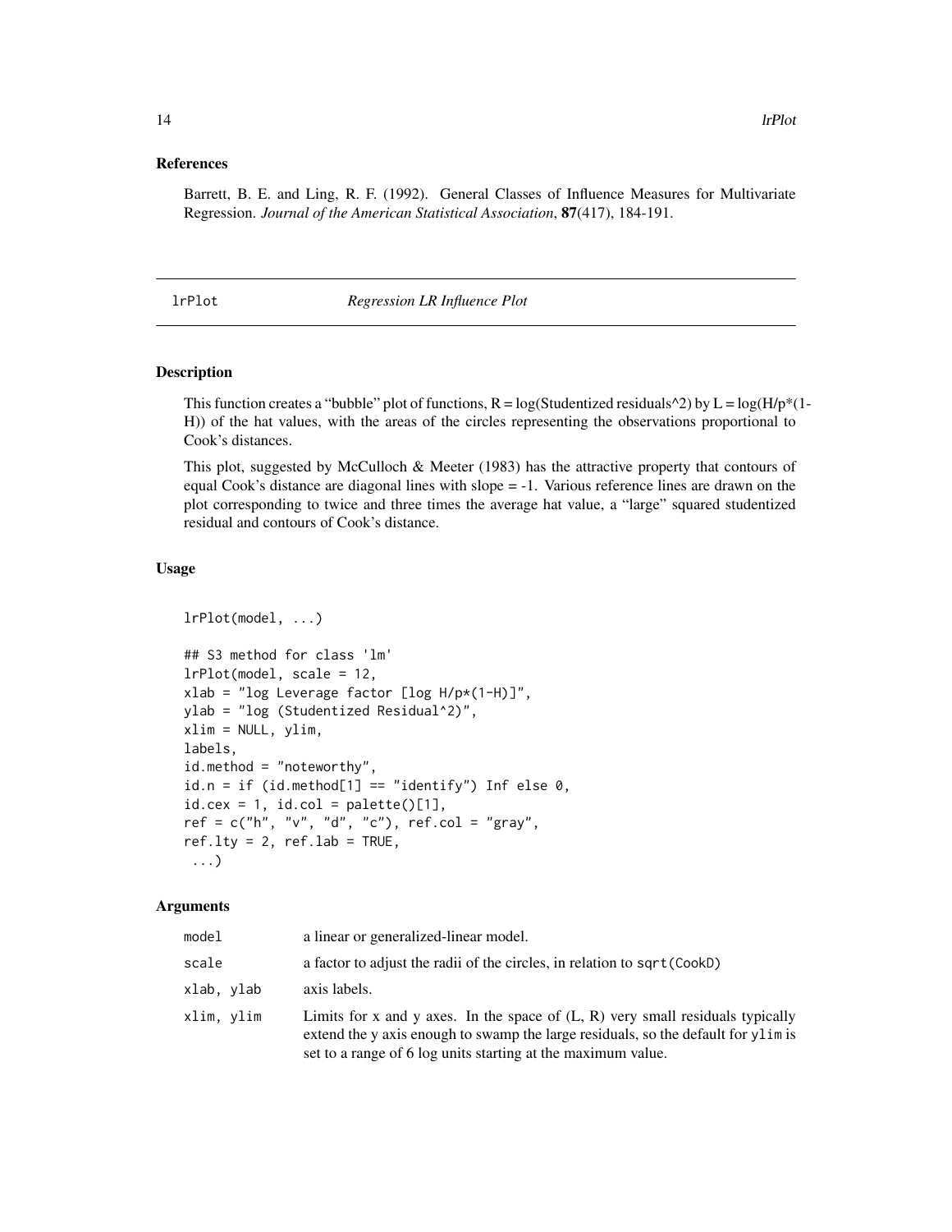## References

Barrett, B. E. and Ling, R. F. (1992). General Classes of Influence Measures for Multivariate Regression. *Journal of the American Statistical Association*, **87**(417), 184-191.

---

## lrPlot — *Regression LR Influence Plot*

### Description

This function creates a "bubble" plot of functions, R = log(Studentized residuals^2) by L = log(H/p*(1-H)) of the hat values, with the areas of the circles representing the observations proportional to Cook's distances.

This plot, suggested by McCulloch & Meeter (1983) has the attractive property that contours of equal Cook's distance are diagonal lines with slope = -1. Various reference lines are drawn on the plot corresponding to twice and three times the average hat value, a "large" squared studentized residual and contours of Cook's distance.

### Usage

```
lrPlot(model, ...)

## S3 method for class 'lm'
lrPlot(model, scale = 12,
xlab = "log Leverage factor [log H/p*(1-H)]",
ylab = "log (Studentized Residual^2)",
xlim = NULL, ylim,
labels,
id.method = "noteworthy",
id.n = if (id.method[1] == "identify") Inf else 0,
id.cex = 1, id.col = palette()[1],
ref = c("h", "v", "d", "c"), ref.col = "gray",
ref.lty = 2, ref.lab = TRUE,
 ...)
```

### Arguments

| | |
|---|---|
| `model` | a linear or generalized-linear model. |
| `scale` | a factor to adjust the radii of the circles, in relation to `sqrt(CookD)` |
| `xlab, ylab` | axis labels. |
| `xlim, ylim` | Limits for x and y axes. In the space of (L, R) very small residuals typically extend the y axis enough to swamp the large residuals, so the default for `ylim` is set to a range of 6 log units starting at the maximum value. |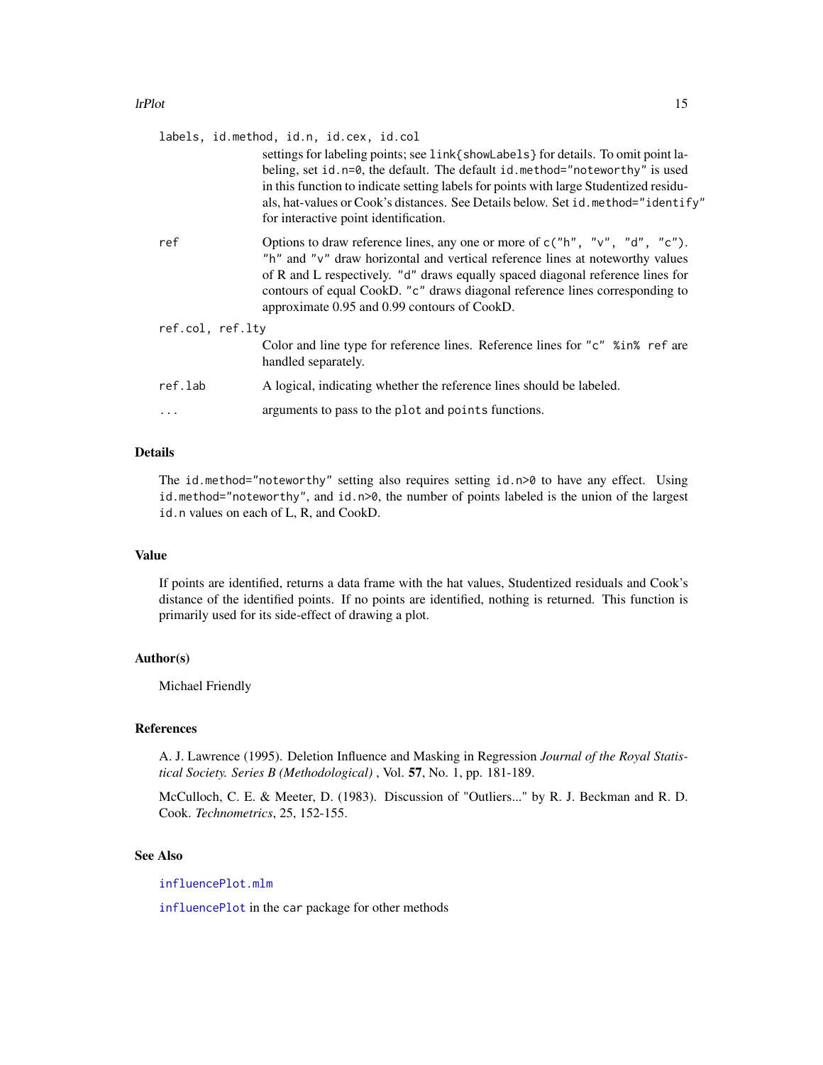`labels, id.method, id.n, id.cex, id.col`
: settings for labeling points; see `link{showLabels}` for details. To omit point labeling, set `id.n=0`, the default. The default `id.method="noteworthy"` is used in this function to indicate setting labels for points with large Studentized residuals, hat-values or Cook's distances. See Details below. Set `id.method="identify"` for interactive point identification.

`ref`
: Options to draw reference lines, any one or more of `c("h", "v", "d", "c")`. `"h"` and `"v"` draw horizontal and vertical reference lines at noteworthy values of R and L respectively. `"d"` draws equally spaced diagonal reference lines for contours of equal CookD. `"c"` draws diagonal reference lines corresponding to approximate 0.95 and 0.99 contours of CookD.

`ref.col, ref.lty`
: Color and line type for reference lines. Reference lines for `"c" %in% ref` are handled separately.

`ref.lab`
: A logical, indicating whether the reference lines should be labeled.

`...`
: arguments to pass to the `plot` and `points` functions.

## Details

The `id.method="noteworthy"` setting also requires setting `id.n>0` to have any effect. Using `id.method="noteworthy"`, and `id.n>0`, the number of points labeled is the union of the largest `id.n` values on each of L, R, and CookD.

## Value

If points are identified, returns a data frame with the hat values, Studentized residuals and Cook's distance of the identified points. If no points are identified, nothing is returned. This function is primarily used for its side-effect of drawing a plot.

## Author(s)

Michael Friendly

## References

A. J. Lawrence (1995). Deletion Influence and Masking in Regression *Journal of the Royal Statistical Society. Series B (Methodological)* , Vol. **57**, No. 1, pp. 181-189.

McCulloch, C. E. & Meeter, D. (1983). Discussion of "Outliers..." by R. J. Beckman and R. D. Cook. *Technometrics*, 25, 152-155.

## See Also

`influencePlot.mlm`

`influencePlot` in the `car` package for other methods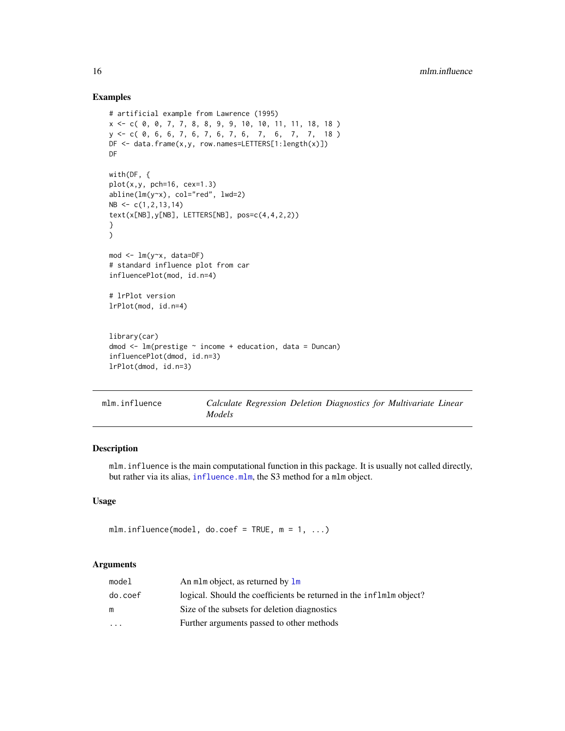## Examples

```
# artificial example from Lawrence (1995)
x <- c( 0, 0, 7, 7, 8, 8, 9, 9, 10, 10, 11, 11, 18, 18 )
y <- c( 0, 6, 6, 7, 6, 7, 6, 7, 6,  7,  6,  7,  7,  18 )
DF <- data.frame(x,y, row.names=LETTERS[1:length(x)])
DF

with(DF, {
plot(x,y, pch=16, cex=1.3)
abline(lm(y~x), col="red", lwd=2)
NB <- c(1,2,13,14)
text(x[NB],y[NB], LETTERS[NB], pos=c(4,4,2,2))
}
)

mod <- lm(y~x, data=DF)
# standard influence plot from car
influencePlot(mod, id.n=4)

# lrPlot version
lrPlot(mod, id.n=4)


library(car)
dmod <- lm(prestige ~ income + education, data = Duncan)
influencePlot(dmod, id.n=3)
lrPlot(dmod, id.n=3)
```

---

# mlm.influence — *Calculate Regression Deletion Diagnostics for Multivariate Linear Models*

---

## Description

mlm.influence is the main computational function in this package. It is usually not called directly, but rather via its alias, influence.mlm, the S3 method for a mlm object.

## Usage

```
mlm.influence(model, do.coef = TRUE, m = 1, ...)
```

## Arguments

| | |
|---|---|
| model | An mlm object, as returned by lm |
| do.coef | logical. Should the coefficients be returned in the inflmlm object? |
| m | Size of the subsets for deletion diagnostics |
| ... | Further arguments passed to other methods |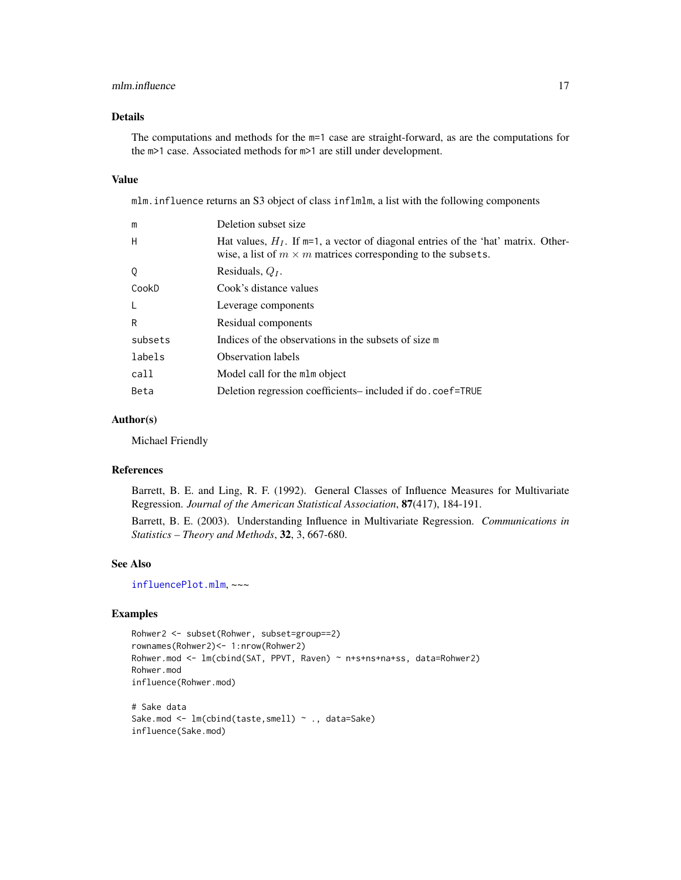## Details

The computations and methods for the `m=1` case are straight-forward, as are the computations for the `m>1` case. Associated methods for `m>1` are still under development.

## Value

`mlm.influence` returns an S3 object of class `inflmlm`, a list with the following components

| | |
|---|---|
| `m` | Deletion subset size |
| `H` | Hat values, $H_I$. If `m=1`, a vector of diagonal entries of the 'hat' matrix. Otherwise, a list of $m \times m$ matrices corresponding to the `subsets`. |
| `Q` | Residuals, $Q_I$. |
| `CookD` | Cook's distance values |
| `L` | Leverage components |
| `R` | Residual components |
| `subsets` | Indices of the observations in the subsets of size `m` |
| `labels` | Observation labels |
| `call` | Model call for the `mlm` object |
| `Beta` | Deletion regression coefficients– included if `do.coef=TRUE` |

## Author(s)

Michael Friendly

## References

Barrett, B. E. and Ling, R. F. (1992). General Classes of Influence Measures for Multivariate Regression. *Journal of the American Statistical Association*, **87**(417), 184-191.

Barrett, B. E. (2003). Understanding Influence in Multivariate Regression. *Communications in Statistics – Theory and Methods*, **32**, 3, 667-680.

## See Also

`influencePlot.mlm`, ~~~

## Examples

```
Rohwer2 <- subset(Rohwer, subset=group==2)
rownames(Rohwer2)<- 1:nrow(Rohwer2)
Rohwer.mod <- lm(cbind(SAT, PPVT, Raven) ~ n+s+ns+na+ss, data=Rohwer2)
Rohwer.mod
influence(Rohwer.mod)

# Sake data
Sake.mod <- lm(cbind(taste,smell) ~ ., data=Sake)
influence(Sake.mod)
```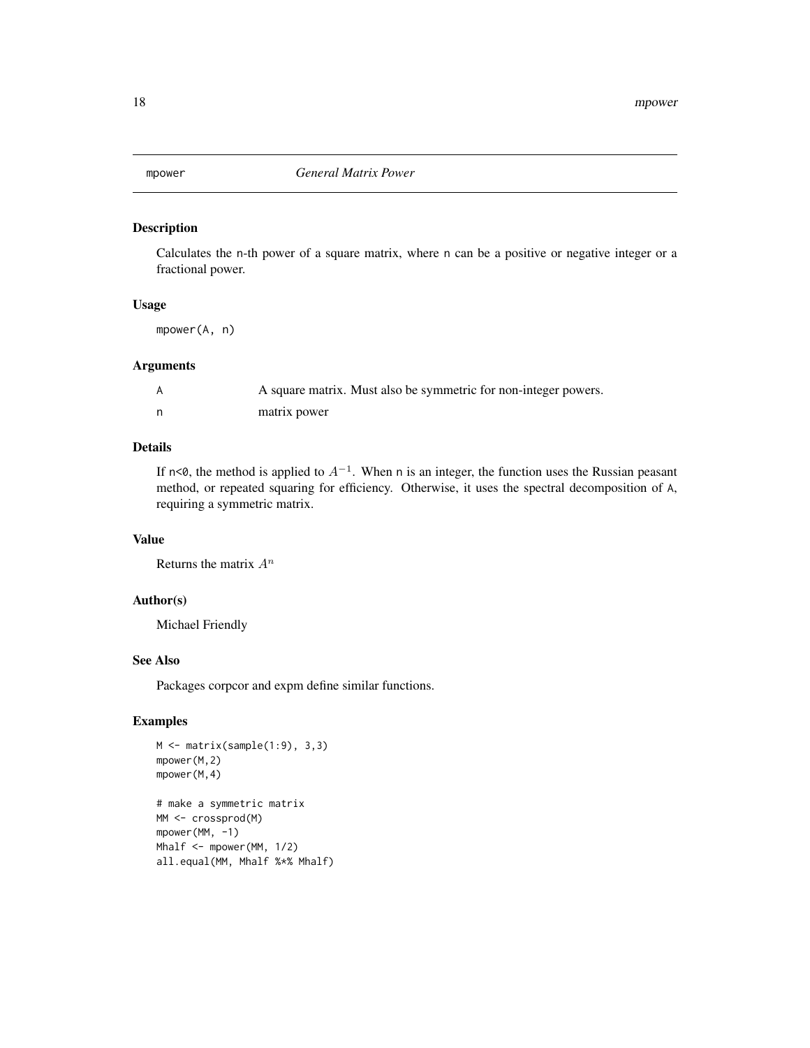## mpower — *General Matrix Power*

### Description

Calculates the n-th power of a square matrix, where n can be a positive or negative integer or a fractional power.

### Usage

```
mpower(A, n)
```

### Arguments

| | |
|---|---|
| A | A square matrix. Must also be symmetric for non-integer powers. |
| n | matrix power |

### Details

If n<0, the method is applied to $A^{-1}$. When n is an integer, the function uses the Russian peasant method, or repeated squaring for efficiency. Otherwise, it uses the spectral decomposition of A, requiring a symmetric matrix.

### Value

Returns the matrix $A^n$

### Author(s)

Michael Friendly

### See Also

Packages corpcor and expm define similar functions.

### Examples

```
M <- matrix(sample(1:9), 3,3)
mpower(M,2)
mpower(M,4)

# make a symmetric matrix
MM <- crossprod(M)
mpower(MM, -1)
Mhalf <- mpower(MM, 1/2)
all.equal(MM, Mhalf %*% Mhalf)
```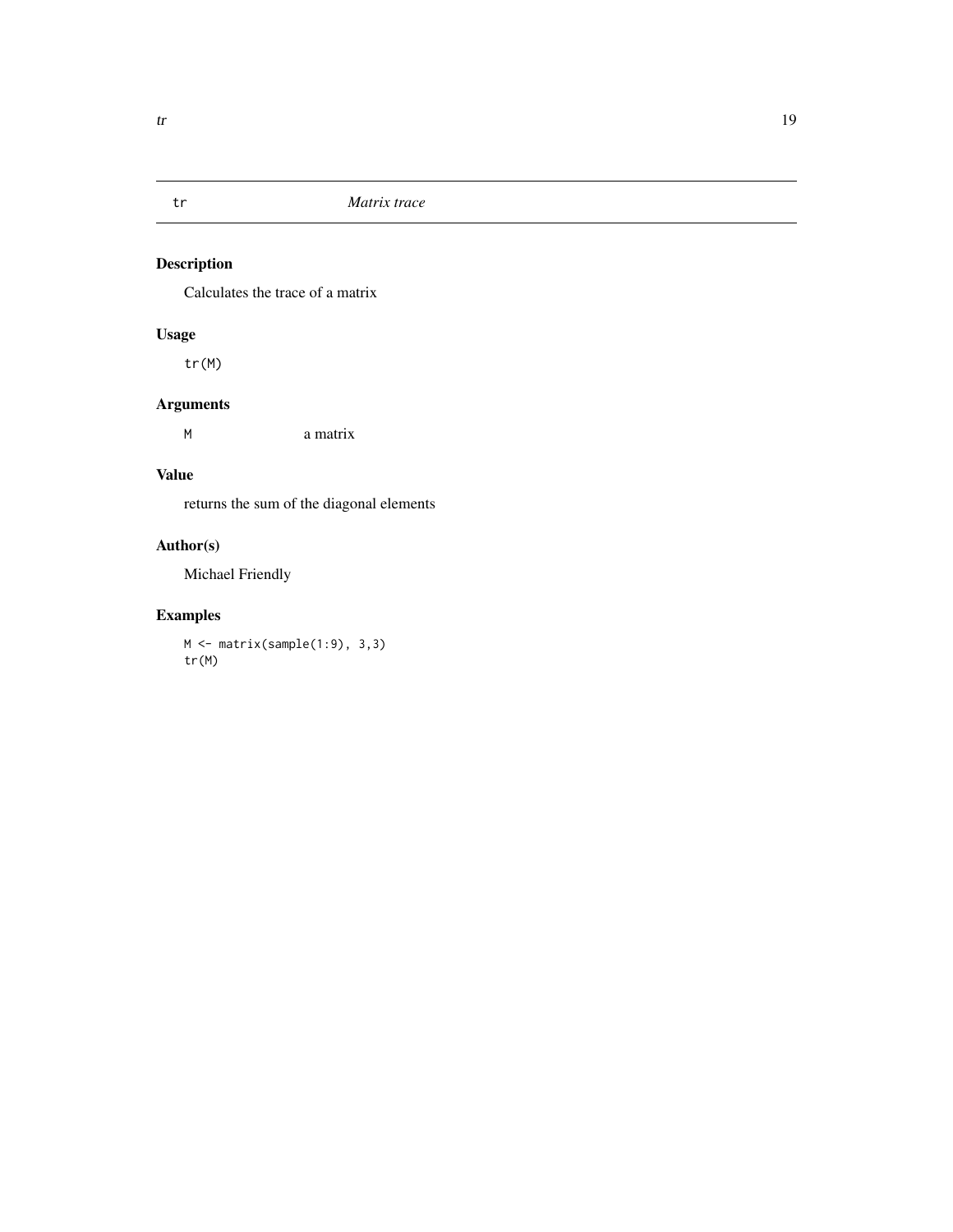## tr — *Matrix trace*

### Description

Calculates the trace of a matrix

### Usage

```
tr(M)
```

### Arguments

| | |
|---|---|
| M | a matrix |

### Value

returns the sum of the diagonal elements

### Author(s)

Michael Friendly

### Examples

```
M <- matrix(sample(1:9), 3,3)
tr(M)
```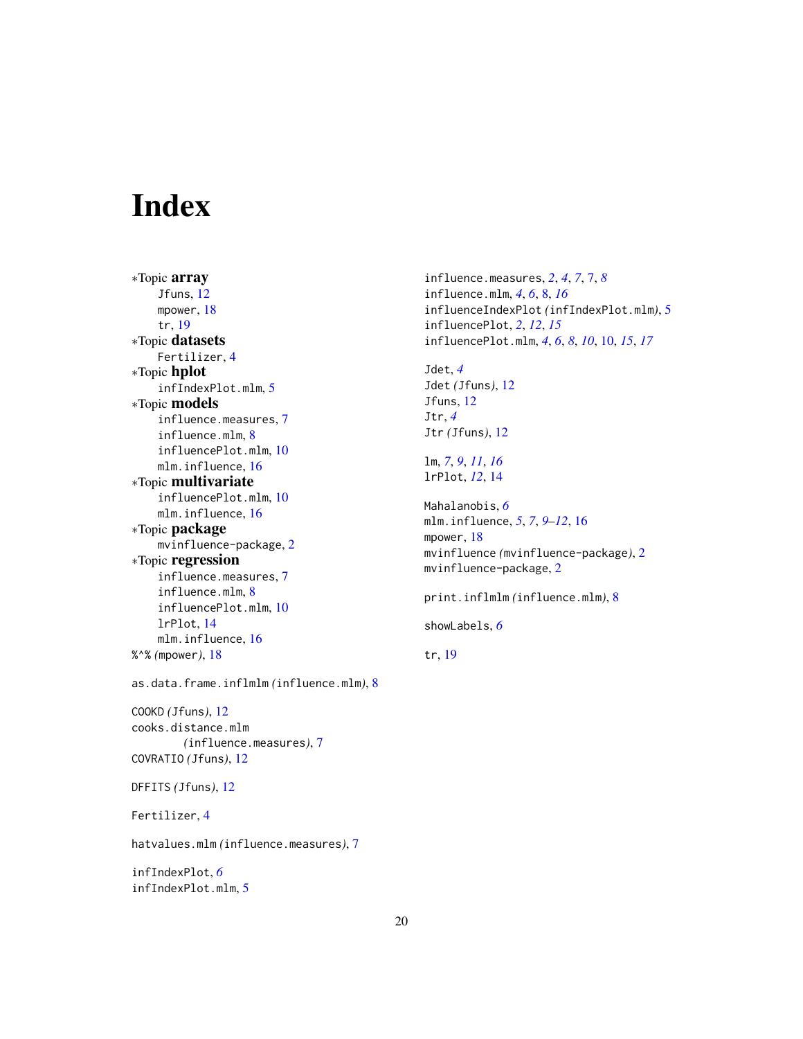# Index

∗Topic **array**
- Jfuns, 12
- mpower, 18
- tr, 19

∗Topic **datasets**
- Fertilizer, 4

∗Topic **hplot**
- infIndexPlot.mlm, 5

∗Topic **models**
- influence.measures, 7
- influence.mlm, 8
- influencePlot.mlm, 10
- mlm.influence, 16

∗Topic **multivariate**
- influencePlot.mlm, 10
- mlm.influence, 16

∗Topic **package**
- mvinfluence-package, 2

∗Topic **regression**
- influence.measures, 7
- influence.mlm, 8
- influencePlot.mlm, 10
- lrPlot, 14
- mlm.influence, 16

%^% *(*mpower*)*, 18

as.data.frame.inflmlm *(*influence.mlm*)*, 8

COOKD *(*Jfuns*)*, 12
cooks.distance.mlm *(*influence.measures*)*, 7
COVRATIO *(*Jfuns*)*, 12

DFFITS *(*Jfuns*)*, 12

Fertilizer, 4

hatvalues.mlm *(*influence.measures*)*, 7

infIndexPlot, *6*
infIndexPlot.mlm, 5
influence.measures, *2*, *4*, *7*, 7, *8*
influence.mlm, *4*, *6*, 8, *16*
influenceIndexPlot *(*infIndexPlot.mlm*)*, 5
influencePlot, *2*, *12*, *15*
influencePlot.mlm, *4*, *6*, *8*, *10*, 10, *15*, *17*

Jdet, *4*
Jdet *(*Jfuns*)*, 12
Jfuns, 12
Jtr, *4*
Jtr *(*Jfuns*)*, 12

lm, *7*, *9*, *11*, *16*
lrPlot, *12*, 14

Mahalanobis, *6*
mlm.influence, *5*, *7*, *9–12*, 16
mpower, 18
mvinfluence *(*mvinfluence-package*)*, 2
mvinfluence-package, 2

print.inflmlm *(*influence.mlm*)*, 8

showLabels, *6*

tr, 19